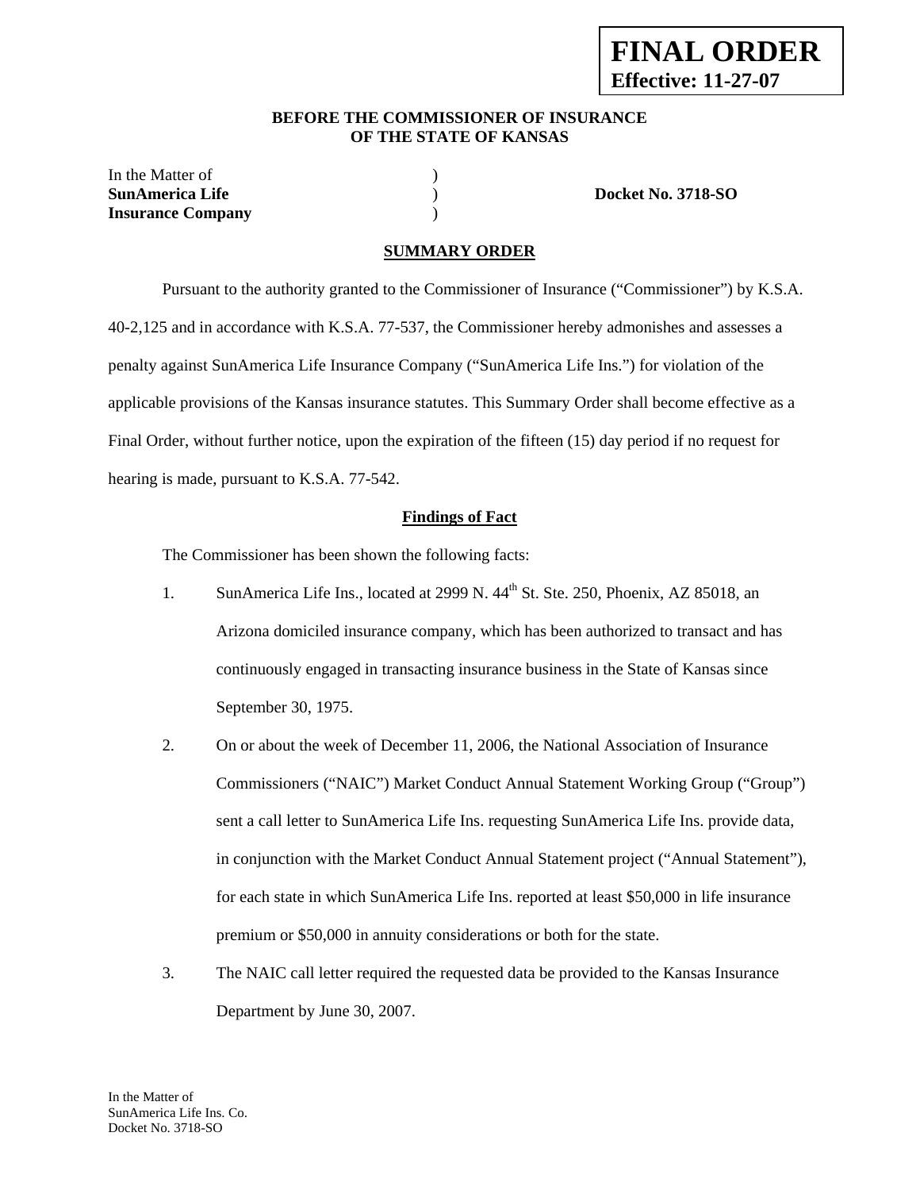**FINAL ORDER**
**Effective: 11-27-07**

**BEFORE THE COMMISSIONER OF INSURANCE**
**OF THE STATE OF KANSAS**

| | | |
|---|---|---|
| In the Matter of | ) | |
| **SunAmerica Life** | ) | **Docket No. 3718-SO** |
| **Insurance Company** | ) | |

## SUMMARY ORDER

Pursuant to the authority granted to the Commissioner of Insurance ("Commissioner") by K.S.A. 40-2,125 and in accordance with K.S.A. 77-537, the Commissioner hereby admonishes and assesses a penalty against SunAmerica Life Insurance Company ("SunAmerica Life Ins.") for violation of the applicable provisions of the Kansas insurance statutes. This Summary Order shall become effective as a Final Order, without further notice, upon the expiration of the fifteen (15) day period if no request for hearing is made, pursuant to K.S.A. 77-542.

### Findings of Fact

The Commissioner has been shown the following facts:

1. SunAmerica Life Ins., located at 2999 N. 44th St. Ste. 250, Phoenix, AZ 85018, an Arizona domiciled insurance company, which has been authorized to transact and has continuously engaged in transacting insurance business in the State of Kansas since September 30, 1975.

2. On or about the week of December 11, 2006, the National Association of Insurance Commissioners ("NAIC") Market Conduct Annual Statement Working Group ("Group") sent a call letter to SunAmerica Life Ins. requesting SunAmerica Life Ins. provide data, in conjunction with the Market Conduct Annual Statement project ("Annual Statement"), for each state in which SunAmerica Life Ins. reported at least \$50,000 in life insurance premium or \$50,000 in annuity considerations or both for the state.

3. The NAIC call letter required the requested data be provided to the Kansas Insurance Department by June 30, 2007.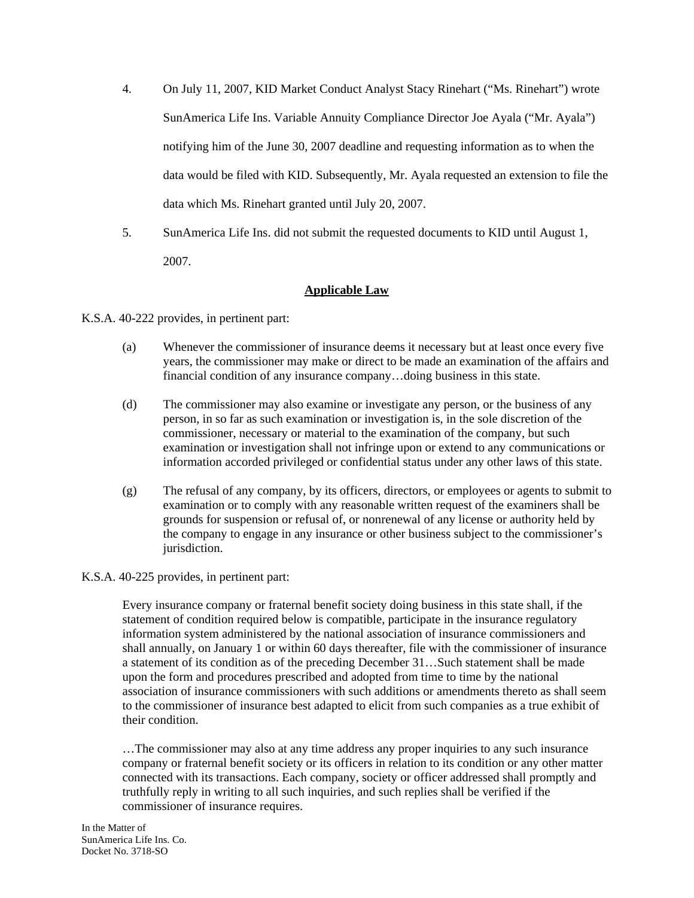4. On July 11, 2007, KID Market Conduct Analyst Stacy Rinehart ("Ms. Rinehart") wrote SunAmerica Life Ins. Variable Annuity Compliance Director Joe Ayala ("Mr. Ayala") notifying him of the June 30, 2007 deadline and requesting information as to when the data would be filed with KID. Subsequently, Mr. Ayala requested an extension to file the data which Ms. Rinehart granted until July 20, 2007.

5. SunAmerica Life Ins. did not submit the requested documents to KID until August 1, 2007.

## Applicable Law

K.S.A. 40-222 provides, in pertinent part:

> (a) Whenever the commissioner of insurance deems it necessary but at least once every five years, the commissioner may make or direct to be made an examination of the affairs and financial condition of any insurance company…doing business in this state.
>
> (d) The commissioner may also examine or investigate any person, or the business of any person, in so far as such examination or investigation is, in the sole discretion of the commissioner, necessary or material to the examination of the company, but such examination or investigation shall not infringe upon or extend to any communications or information accorded privileged or confidential status under any other laws of this state.
>
> (g) The refusal of any company, by its officers, directors, or employees or agents to submit to examination or to comply with any reasonable written request of the examiners shall be grounds for suspension or refusal of, or nonrenewal of any license or authority held by the company to engage in any insurance or other business subject to the commissioner's jurisdiction.

K.S.A. 40-225 provides, in pertinent part:

> Every insurance company or fraternal benefit society doing business in this state shall, if the statement of condition required below is compatible, participate in the insurance regulatory information system administered by the national association of insurance commissioners and shall annually, on January 1 or within 60 days thereafter, file with the commissioner of insurance a statement of its condition as of the preceding December 31…Such statement shall be made upon the form and procedures prescribed and adopted from time to time by the national association of insurance commissioners with such additions or amendments thereto as shall seem to the commissioner of insurance best adapted to elicit from such companies as a true exhibit of their condition.
>
> …The commissioner may also at any time address any proper inquiries to any such insurance company or fraternal benefit society or its officers in relation to its condition or any other matter connected with its transactions. Each company, society or officer addressed shall promptly and truthfully reply in writing to all such inquiries, and such replies shall be verified if the commissioner of insurance requires.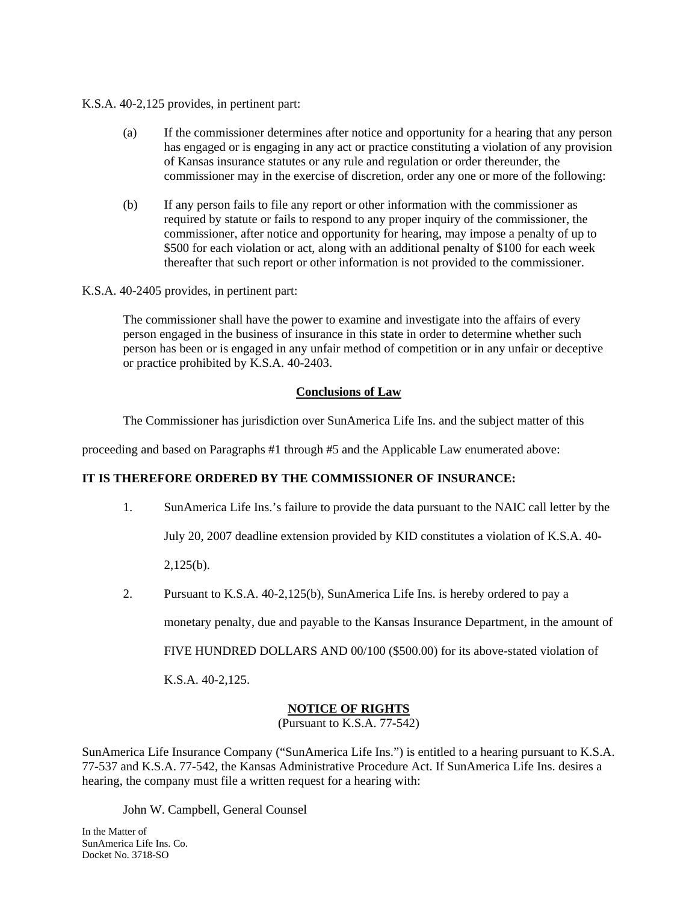K.S.A. 40-2,125 provides, in pertinent part:

> (a) If the commissioner determines after notice and opportunity for a hearing that any person has engaged or is engaging in any act or practice constituting a violation of any provision of Kansas insurance statutes or any rule and regulation or order thereunder, the commissioner may in the exercise of discretion, order any one or more of the following:
>
> (b) If any person fails to file any report or other information with the commissioner as required by statute or fails to respond to any proper inquiry of the commissioner, the commissioner, after notice and opportunity for hearing, may impose a penalty of up to \$500 for each violation or act, along with an additional penalty of \$100 for each week thereafter that such report or other information is not provided to the commissioner.

K.S.A. 40-2405 provides, in pertinent part:

> The commissioner shall have the power to examine and investigate into the affairs of every person engaged in the business of insurance in this state in order to determine whether such person has been or is engaged in any unfair method of competition or in any unfair or deceptive or practice prohibited by K.S.A. 40-2403.

## Conclusions of Law

The Commissioner has jurisdiction over SunAmerica Life Ins. and the subject matter of this proceeding and based on Paragraphs #1 through #5 and the Applicable Law enumerated above:

**IT IS THEREFORE ORDERED BY THE COMMISSIONER OF INSURANCE:**

1. SunAmerica Life Ins.'s failure to provide the data pursuant to the NAIC call letter by the July 20, 2007 deadline extension provided by KID constitutes a violation of K.S.A. 40-2,125(b).

2. Pursuant to K.S.A. 40-2,125(b), SunAmerica Life Ins. is hereby ordered to pay a monetary penalty, due and payable to the Kansas Insurance Department, in the amount of FIVE HUNDRED DOLLARS AND 00/100 (\$500.00) for its above-stated violation of K.S.A. 40-2,125.

## NOTICE OF RIGHTS

(Pursuant to K.S.A. 77-542)

SunAmerica Life Insurance Company ("SunAmerica Life Ins.") is entitled to a hearing pursuant to K.S.A. 77-537 and K.S.A. 77-542, the Kansas Administrative Procedure Act. If SunAmerica Life Ins. desires a hearing, the company must file a written request for a hearing with:

John W. Campbell, General Counsel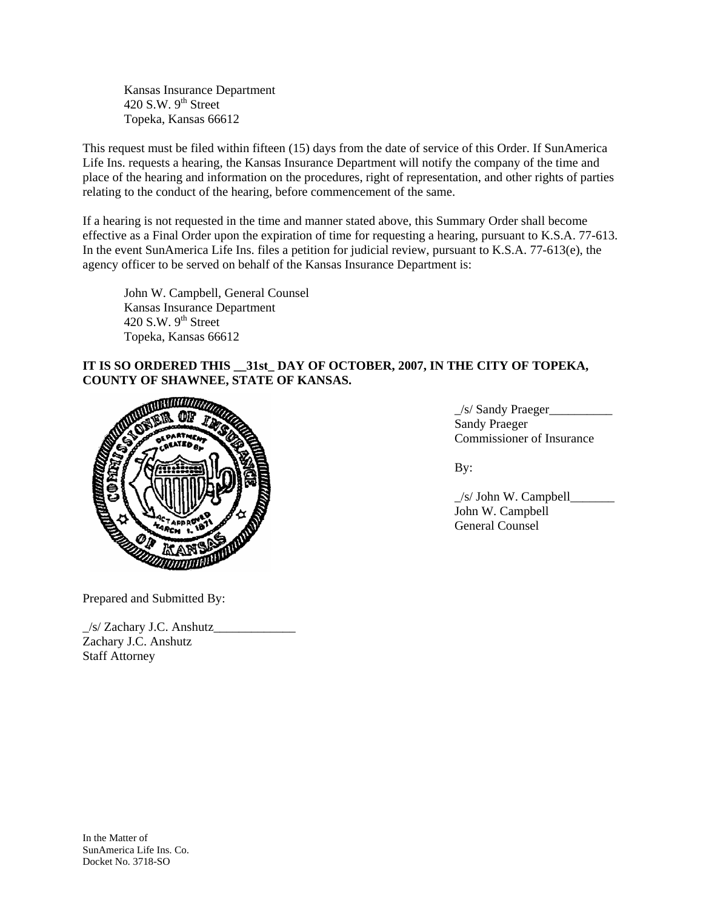Kansas Insurance Department
420 S.W. 9th Street
Topeka, Kansas 66612

This request must be filed within fifteen (15) days from the date of service of this Order. If SunAmerica Life Ins. requests a hearing, the Kansas Insurance Department will notify the company of the time and place of the hearing and information on the procedures, right of representation, and other rights of parties relating to the conduct of the hearing, before commencement of the same.

If a hearing is not requested in the time and manner stated above, this Summary Order shall become effective as a Final Order upon the expiration of time for requesting a hearing, pursuant to K.S.A. 77-613. In the event SunAmerica Life Ins. files a petition for judicial review, pursuant to K.S.A. 77-613(e), the agency officer to be served on behalf of the Kansas Insurance Department is:

John W. Campbell, General Counsel
Kansas Insurance Department
420 S.W. 9th Street
Topeka, Kansas 66612

**IT IS SO ORDERED THIS __31st_ DAY OF OCTOBER, 2007, IN THE CITY OF TOPEKA, COUNTY OF SHAWNEE, STATE OF KANSAS.**

_/s/ Sandy Praeger__________
Sandy Praeger
Commissioner of Insurance

By:

_/s/ John W. Campbell_______
John W. Campbell
General Counsel

Prepared and Submitted By:

_/s/ Zachary J.C. Anshutz_____________
Zachary J.C. Anshutz
Staff Attorney

In the Matter of
SunAmerica Life Ins. Co.
Docket No. 3718-SO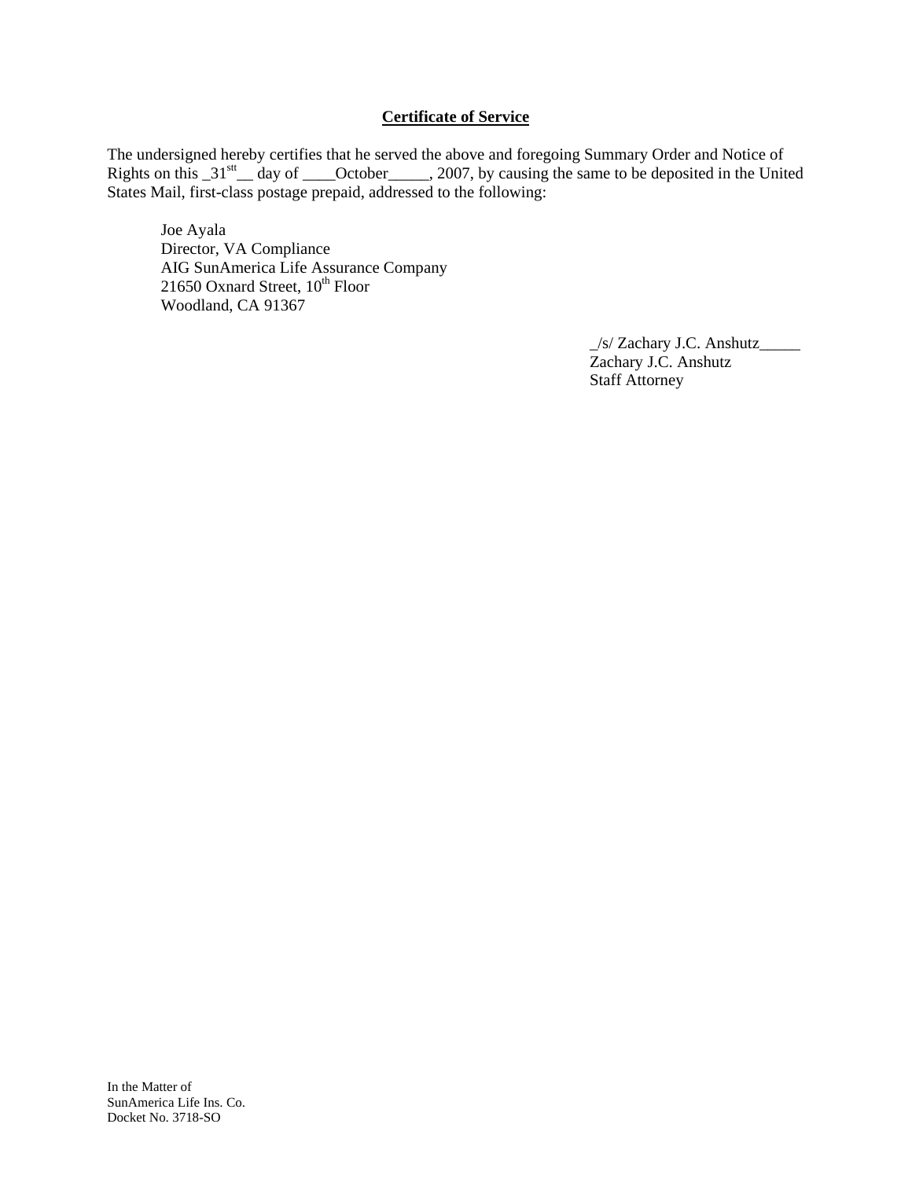**Certificate of Service**

The undersigned hereby certifies that he served the above and foregoing Summary Order and Notice of Rights on this _31[stt]__ day of ____October_____, 2007, by causing the same to be deposited in the United States Mail, first-class postage prepaid, addressed to the following:

Joe Ayala
Director, VA Compliance
AIG SunAmerica Life Assurance Company
21650 Oxnard Street, 10th Floor
Woodland, CA 91367

_/s/ Zachary J.C. Anshutz_____
Zachary J.C. Anshutz
Staff Attorney

In the Matter of
SunAmerica Life Ins. Co.
Docket No. 3718-SO